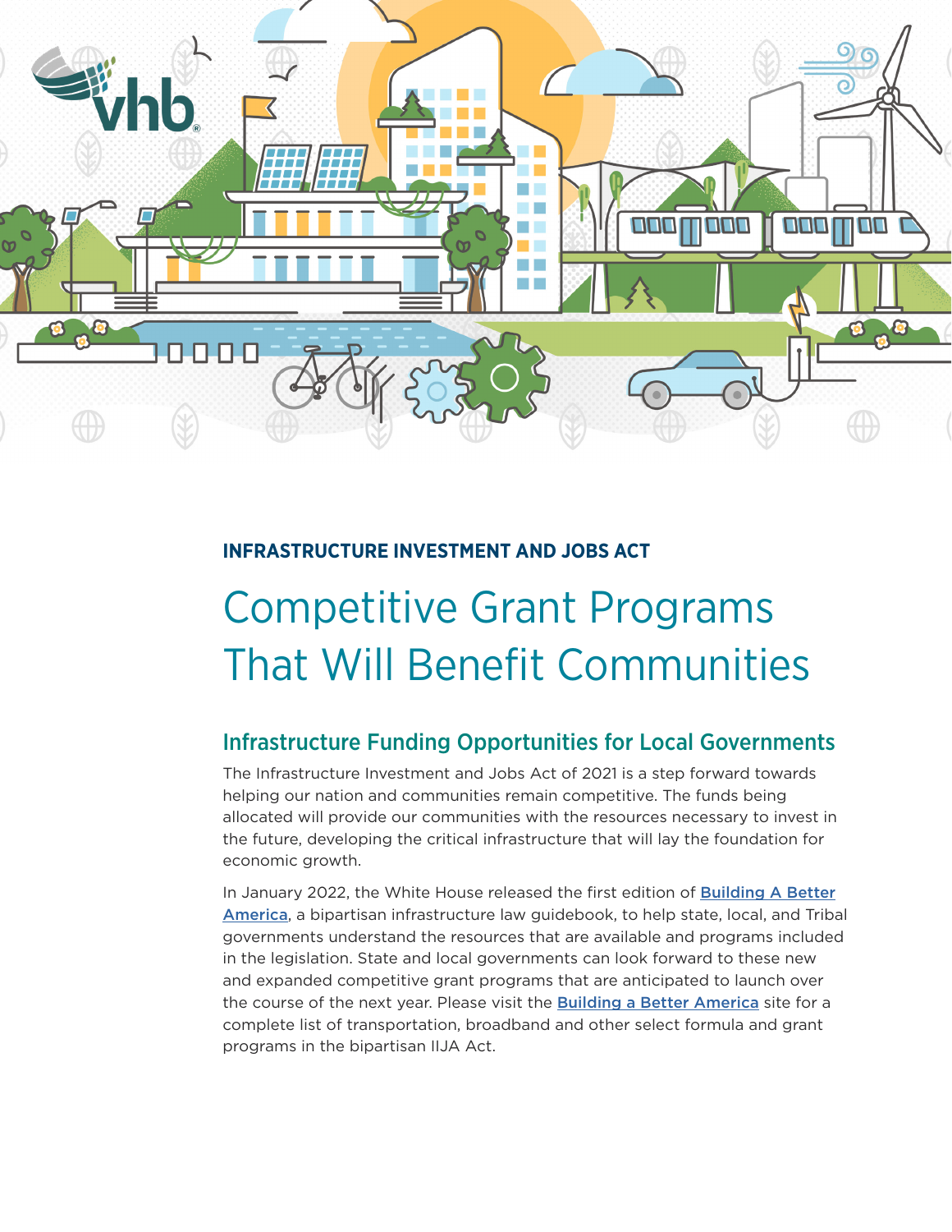INFRASTRUCTURE INVESTMENT AND JOBS ACT

# Competitive Grant Programs That Will Benefit Communities

## Infrastructure Funding Opportunities for Local Governments

The Infrastructure Investment and Jobs Act of 2021 is a step forward towards helping our nation and communities remain competitive. The funds being allocated will provide our communities with the resources necessary to invest in the future, developing the critical infrastructure that will lay the foundation for economic growth.

In January 2022, the White House released the first edition of [Building A Better America](), a bipartisan infrastructure law guidebook, to help state, local, and Tribal governments understand the resources that are available and programs included in the legislation. State and local governments can look forward to these new and expanded competitive grant programs that are anticipated to launch over the course of the next year. Please visit the [Building a Better America]() site for a complete list of transportation, broadband and other select formula and grant programs in the bipartisan IIJA Act.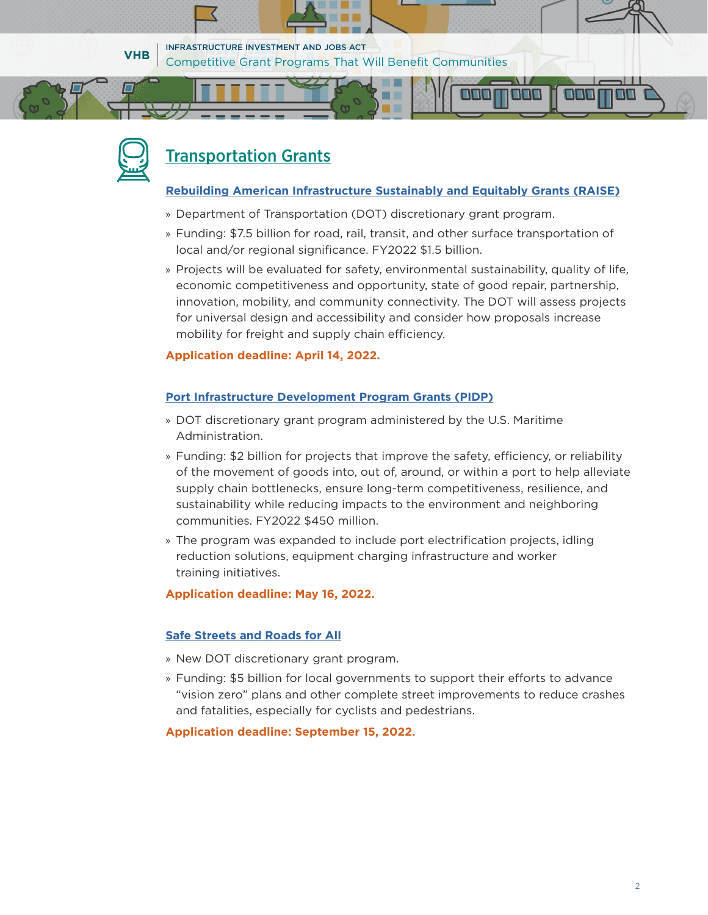## Transportation Grants

### Rebuilding American Infrastructure Sustainably and Equitably Grants (RAISE)

- Department of Transportation (DOT) discretionary grant program.
- Funding: $7.5 billion for road, rail, transit, and other surface transportation of local and/or regional significance. FY2022 $1.5 billion.
- Projects will be evaluated for safety, environmental sustainability, quality of life, economic competitiveness and opportunity, state of good repair, partnership, innovation, mobility, and community connectivity. The DOT will assess projects for universal design and accessibility and consider how proposals increase mobility for freight and supply chain efficiency.

**Application deadline: April 14, 2022.**

### Port Infrastructure Development Program Grants (PIDP)

- DOT discretionary grant program administered by the U.S. Maritime Administration.
- Funding: $2 billion for projects that improve the safety, efficiency, or reliability of the movement of goods into, out of, around, or within a port to help alleviate supply chain bottlenecks, ensure long-term competitiveness, resilience, and sustainability while reducing impacts to the environment and neighboring communities. FY2022 $450 million.
- The program was expanded to include port electrification projects, idling reduction solutions, equipment charging infrastructure and worker training initiatives.

**Application deadline: May 16, 2022.**

### Safe Streets and Roads for All

- New DOT discretionary grant program.
- Funding: $5 billion for local governments to support their efforts to advance "vision zero" plans and other complete street improvements to reduce crashes and fatalities, especially for cyclists and pedestrians.

**Application deadline: September 15, 2022.**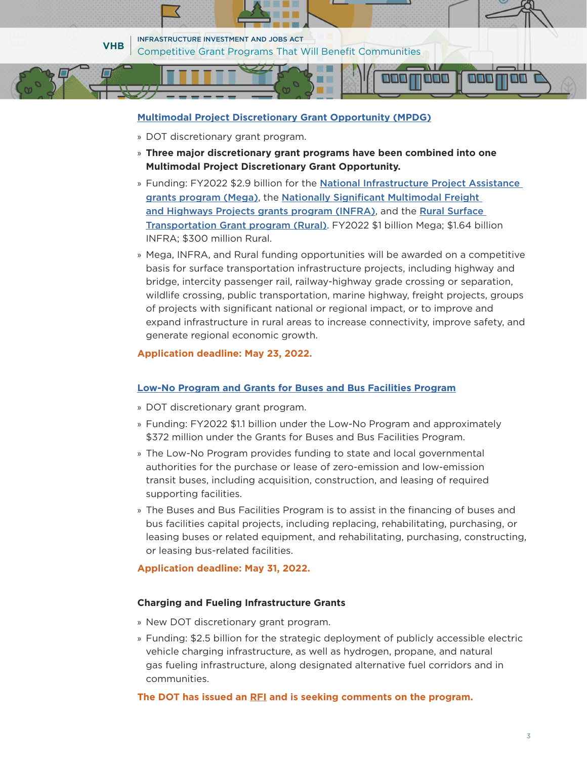## Multimodal Project Discretionary Grant Opportunity (MPDG)

- DOT discretionary grant program.
- **Three major discretionary grant programs have been combined into one Multimodal Project Discretionary Grant Opportunity.**
- Funding: FY2022 $2.9 billion for the National Infrastructure Project Assistance grants program (Mega), the Nationally Significant Multimodal Freight and Highways Projects grants program (INFRA), and the Rural Surface Transportation Grant program (Rural). FY2022 $1 billion Mega; $1.64 billion INFRA; $300 million Rural.
- Mega, INFRA, and Rural funding opportunities will be awarded on a competitive basis for surface transportation infrastructure projects, including highway and bridge, intercity passenger rail, railway-highway grade crossing or separation, wildlife crossing, public transportation, marine highway, freight projects, groups of projects with significant national or regional impact, or to improve and expand infrastructure in rural areas to increase connectivity, improve safety, and generate regional economic growth.

**Application deadline: May 23, 2022.**

## Low-No Program and Grants for Buses and Bus Facilities Program

- DOT discretionary grant program.
- Funding: FY2022 $1.1 billion under the Low-No Program and approximately $372 million under the Grants for Buses and Bus Facilities Program.
- The Low-No Program provides funding to state and local governmental authorities for the purchase or lease of zero-emission and low-emission transit buses, including acquisition, construction, and leasing of required supporting facilities.
- The Buses and Bus Facilities Program is to assist in the financing of buses and bus facilities capital projects, including replacing, rehabilitating, purchasing, or leasing buses or related equipment, and rehabilitating, purchasing, constructing, or leasing bus-related facilities.

**Application deadline: May 31, 2022.**

## Charging and Fueling Infrastructure Grants

- New DOT discretionary grant program.
- Funding: $2.5 billion for the strategic deployment of publicly accessible electric vehicle charging infrastructure, as well as hydrogen, propane, and natural gas fueling infrastructure, along designated alternative fuel corridors and in communities.

**The DOT has issued an RFI and is seeking comments on the program.**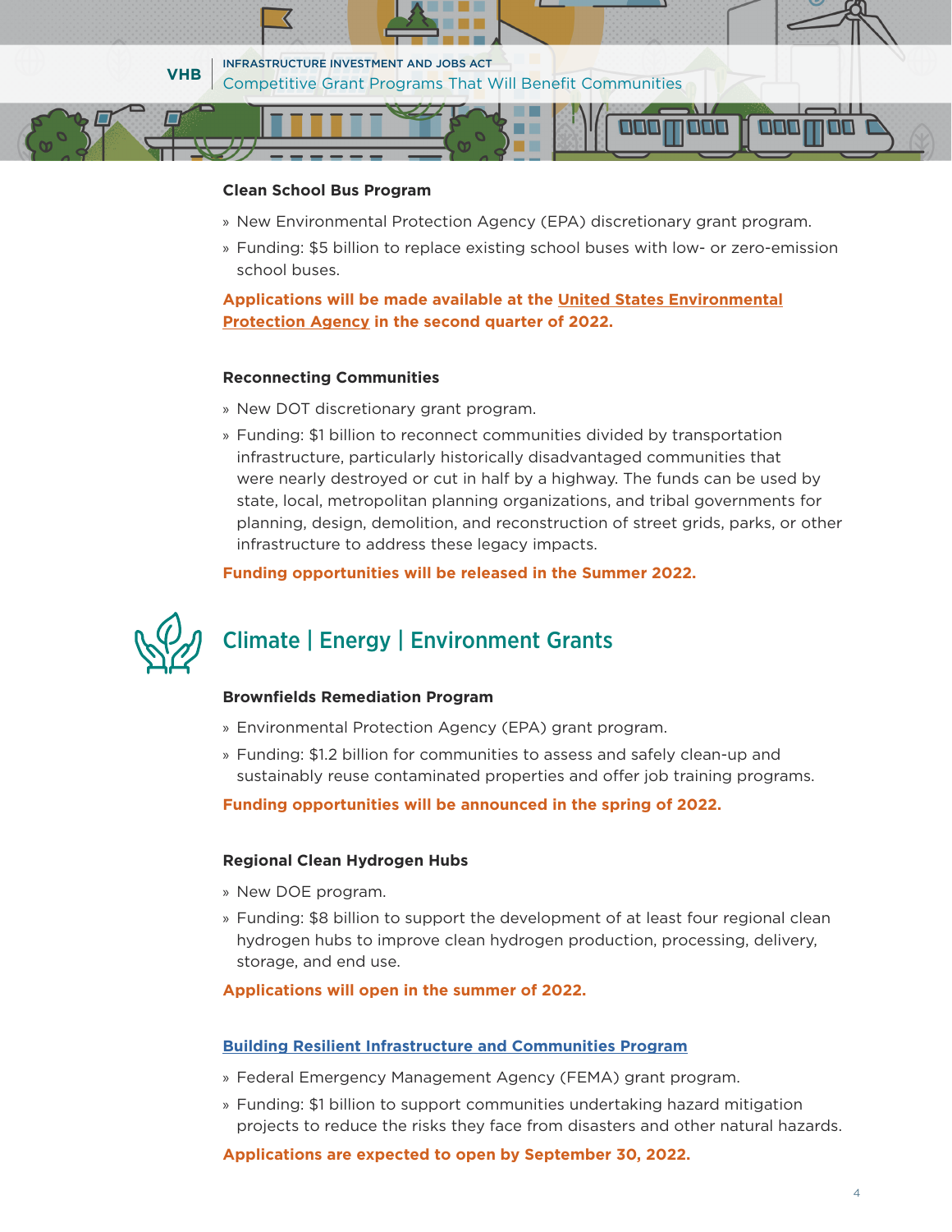### Clean School Bus Program

- New Environmental Protection Agency (EPA) discretionary grant program.
- Funding: $5 billion to replace existing school buses with low- or zero-emission school buses.

**Applications will be made available at the United States Environmental Protection Agency in the second quarter of 2022.**

### Reconnecting Communities

- New DOT discretionary grant program.
- Funding: $1 billion to reconnect communities divided by transportation infrastructure, particularly historically disadvantaged communities that were nearly destroyed or cut in half by a highway. The funds can be used by state, local, metropolitan planning organizations, and tribal governments for planning, design, demolition, and reconstruction of street grids, parks, or other infrastructure to address these legacy impacts.

**Funding opportunities will be released in the Summer 2022.**

## Climate | Energy | Environment Grants

### Brownfields Remediation Program

- Environmental Protection Agency (EPA) grant program.
- Funding: $1.2 billion for communities to assess and safely clean-up and sustainably reuse contaminated properties and offer job training programs.

**Funding opportunities will be announced in the spring of 2022.**

### Regional Clean Hydrogen Hubs

- New DOE program.
- Funding: $8 billion to support the development of at least four regional clean hydrogen hubs to improve clean hydrogen production, processing, delivery, storage, and end use.

**Applications will open in the summer of 2022.**

### Building Resilient Infrastructure and Communities Program

- Federal Emergency Management Agency (FEMA) grant program.
- Funding: $1 billion to support communities undertaking hazard mitigation projects to reduce the risks they face from disasters and other natural hazards.

**Applications are expected to open by September 30, 2022.**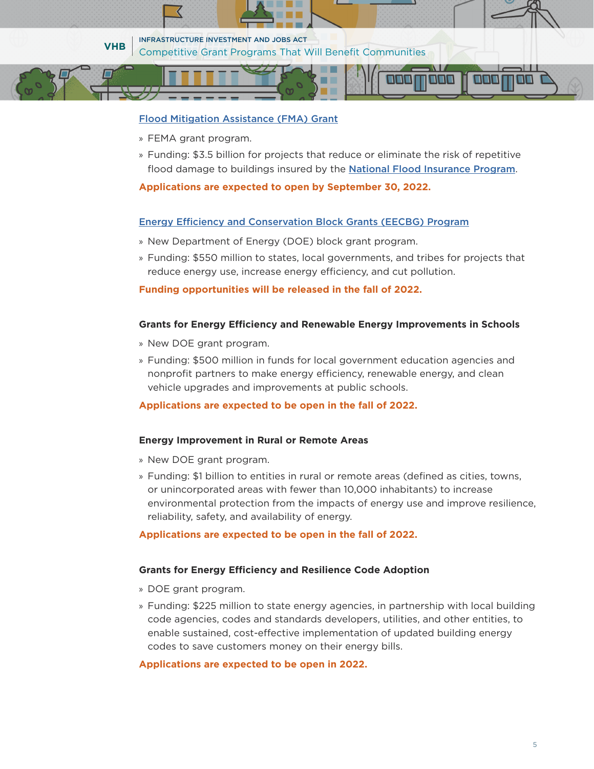### Flood Mitigation Assistance (FMA) Grant

» FEMA grant program.

» Funding: $3.5 billion for projects that reduce or eliminate the risk of repetitive flood damage to buildings insured by the National Flood Insurance Program.

**Applications are expected to open by September 30, 2022.**

### Energy Efficiency and Conservation Block Grants (EECBG) Program

» New Department of Energy (DOE) block grant program.

» Funding: $550 million to states, local governments, and tribes for projects that reduce energy use, increase energy efficiency, and cut pollution.

**Funding opportunities will be released in the fall of 2022.**

### Grants for Energy Efficiency and Renewable Energy Improvements in Schools

» New DOE grant program.

» Funding: $500 million in funds for local government education agencies and nonprofit partners to make energy efficiency, renewable energy, and clean vehicle upgrades and improvements at public schools.

**Applications are expected to be open in the fall of 2022.**

### Energy Improvement in Rural or Remote Areas

» New DOE grant program.

» Funding: $1 billion to entities in rural or remote areas (defined as cities, towns, or unincorporated areas with fewer than 10,000 inhabitants) to increase environmental protection from the impacts of energy use and improve resilience, reliability, safety, and availability of energy.

**Applications are expected to be open in the fall of 2022.**

### Grants for Energy Efficiency and Resilience Code Adoption

» DOE grant program.

» Funding: $225 million to state energy agencies, in partnership with local building code agencies, codes and standards developers, utilities, and other entities, to enable sustained, cost-effective implementation of updated building energy codes to save customers money on their energy bills.

**Applications are expected to be open in 2022.**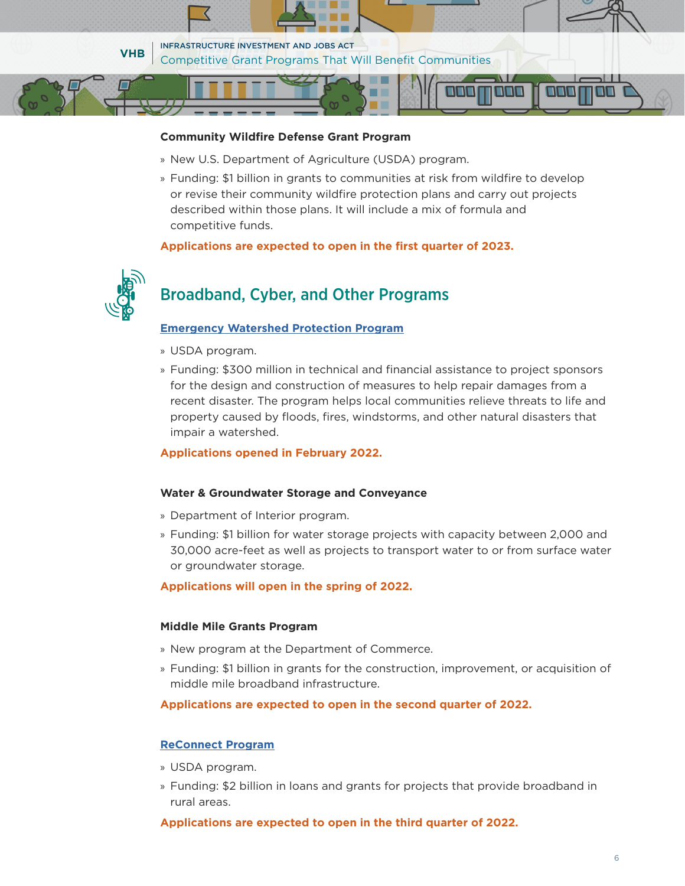### Community Wildfire Defense Grant Program

- New U.S. Department of Agriculture (USDA) program.
- Funding: $1 billion in grants to communities at risk from wildfire to develop or revise their community wildfire protection plans and carry out projects described within those plans. It will include a mix of formula and competitive funds.

**Applications are expected to open in the first quarter of 2023.**

## Broadband, Cyber, and Other Programs

### Emergency Watershed Protection Program

- USDA program.
- Funding: $300 million in technical and financial assistance to project sponsors for the design and construction of measures to help repair damages from a recent disaster. The program helps local communities relieve threats to life and property caused by floods, fires, windstorms, and other natural disasters that impair a watershed.

**Applications opened in February 2022.**

### Water & Groundwater Storage and Conveyance

- Department of Interior program.
- Funding: $1 billion for water storage projects with capacity between 2,000 and 30,000 acre-feet as well as projects to transport water to or from surface water or groundwater storage.

**Applications will open in the spring of 2022.**

### Middle Mile Grants Program

- New program at the Department of Commerce.
- Funding: $1 billion in grants for the construction, improvement, or acquisition of middle mile broadband infrastructure.

**Applications are expected to open in the second quarter of 2022.**

### ReConnect Program

- USDA program.
- Funding: $2 billion in loans and grants for projects that provide broadband in rural areas.

**Applications are expected to open in the third quarter of 2022.**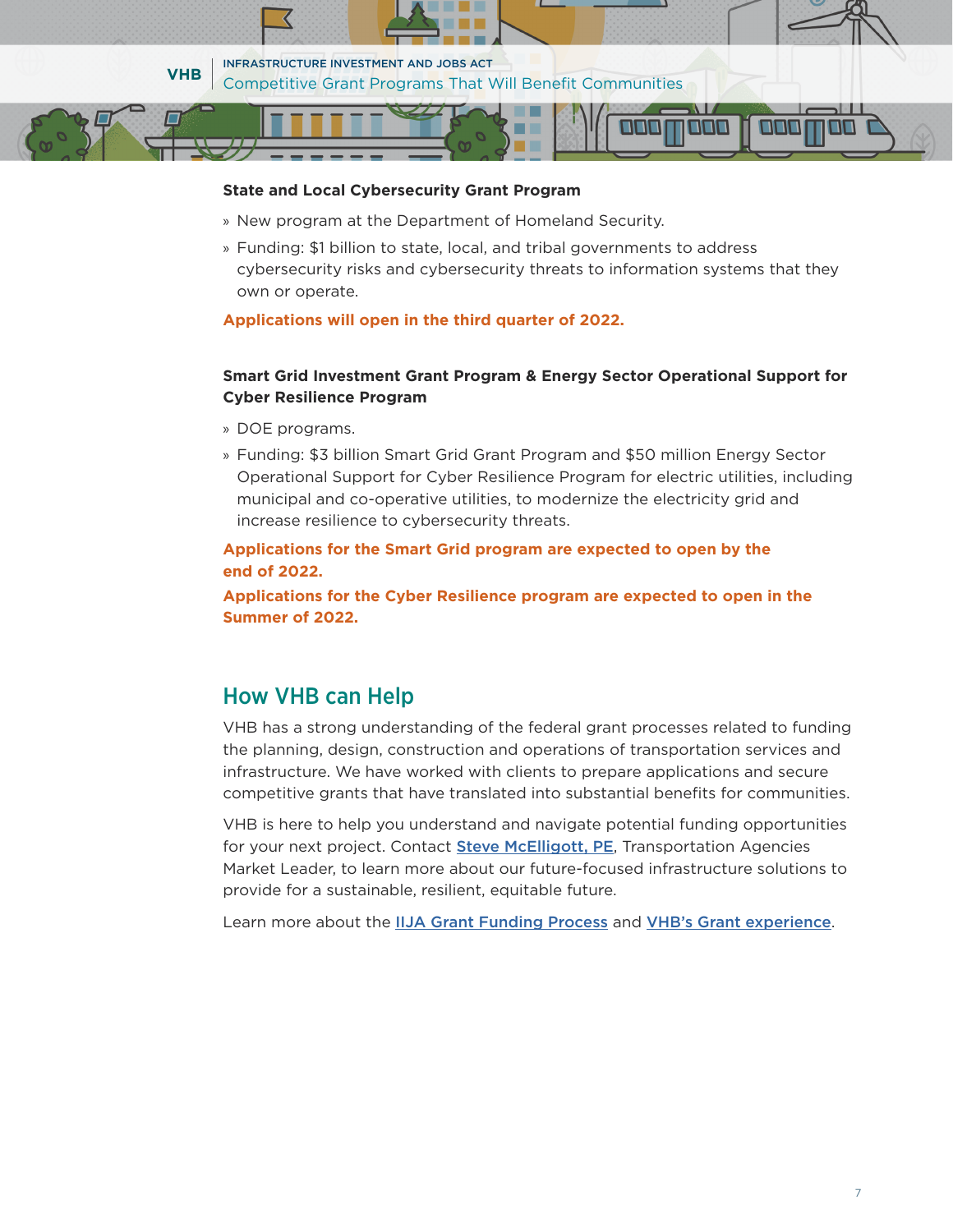**State and Local Cybersecurity Grant Program**

- New program at the Department of Homeland Security.
- Funding: $1 billion to state, local, and tribal governments to address cybersecurity risks and cybersecurity threats to information systems that they own or operate.

**Applications will open in the third quarter of 2022.**

**Smart Grid Investment Grant Program & Energy Sector Operational Support for Cyber Resilience Program**

- DOE programs.
- Funding: $3 billion Smart Grid Grant Program and $50 million Energy Sector Operational Support for Cyber Resilience Program for electric utilities, including municipal and co-operative utilities, to modernize the electricity grid and increase resilience to cybersecurity threats.

**Applications for the Smart Grid program are expected to open by the end of 2022.**

**Applications for the Cyber Resilience program are expected to open in the Summer of 2022.**

## How VHB can Help

VHB has a strong understanding of the federal grant processes related to funding the planning, design, construction and operations of transportation services and infrastructure. We have worked with clients to prepare applications and secure competitive grants that have translated into substantial benefits for communities.

VHB is here to help you understand and navigate potential funding opportunities for your next project. Contact **Steve McElligott, PE**, Transportation Agencies Market Leader, to learn more about our future-focused infrastructure solutions to provide for a sustainable, resilient, equitable future.

Learn more about the **IIJA Grant Funding Process** and **VHB's Grant experience**.